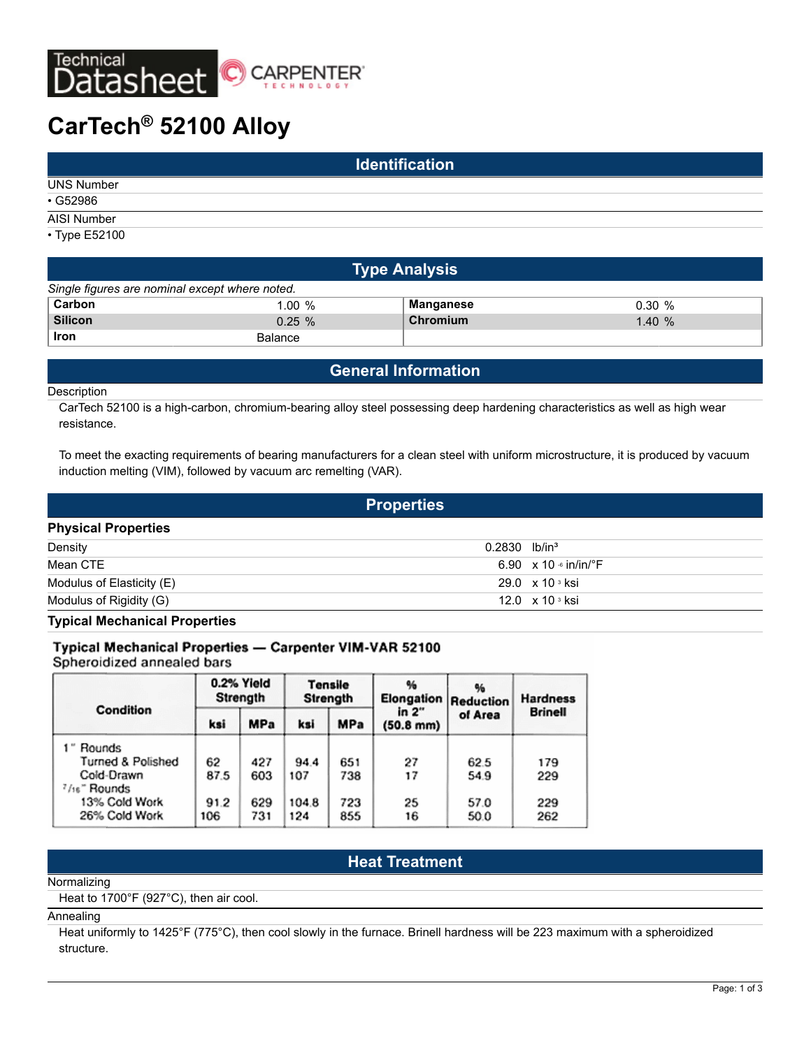Technical Datasheet — CARPENTER TECHNOLOGY

# CarTech® 52100 Alloy

## Identification

UNS Number
- G52986

AISI Number
- Type E52100

## Type Analysis

*Single figures are nominal except where noted.*

| | | | |
|---|---|---|---|
| **Carbon** | 1.00 % | **Manganese** | 0.30 % |
| **Silicon** | 0.25 % | **Chromium** | 1.40 % |
| **Iron** | Balance | | |

## General Information

Description

CarTech 52100 is a high-carbon, chromium-bearing alloy steel possessing deep hardening characteristics as well as high wear resistance.

To meet the exacting requirements of bearing manufacturers for a clean steel with uniform microstructure, it is produced by vacuum induction melting (VIM), followed by vacuum arc remelting (VAR).

## Properties

### Physical Properties

| | |
|---|---|
| Density | 0.2830 lb/in³ |
| Mean CTE | 6.90 x $10^{-6}$ in/in/°F |
| Modulus of Elasticity (E) | 29.0 x $10^{3}$ ksi |
| Modulus of Rigidity (G) | 12.0 x $10^{3}$ ksi |

### Typical Mechanical Properties

**Typical Mechanical Properties — Carpenter VIM-VAR 52100**
Spheroidized annealed bars

| Condition | 0.2% Yield Strength | | Tensile Strength | | % Elongation in 2" (50.8 mm) | % Reduction of Area | Hardness Brinell |
|---|---|---|---|---|---|---|---|
| | ksi | MPa | ksi | MPa | | | |
| 1" Rounds | | | | | | | |
| Turned & Polished | 62 | 427 | 94.4 | 651 | 27 | 62.5 | 179 |
| Cold-Drawn | 87.5 | 603 | 107 | 738 | 17 | 54.9 | 229 |
| 7/16" Rounds | | | | | | | |
| 13% Cold Work | 91.2 | 629 | 104.8 | 723 | 25 | 57.0 | 229 |
| 26% Cold Work | 106 | 731 | 124 | 855 | 16 | 50.0 | 262 |

## Heat Treatment

Normalizing

Heat to 1700°F (927°C), then air cool.

Annealing

Heat uniformly to 1425°F (775°C), then cool slowly in the furnace. Brinell hardness will be 223 maximum with a spheroidized structure.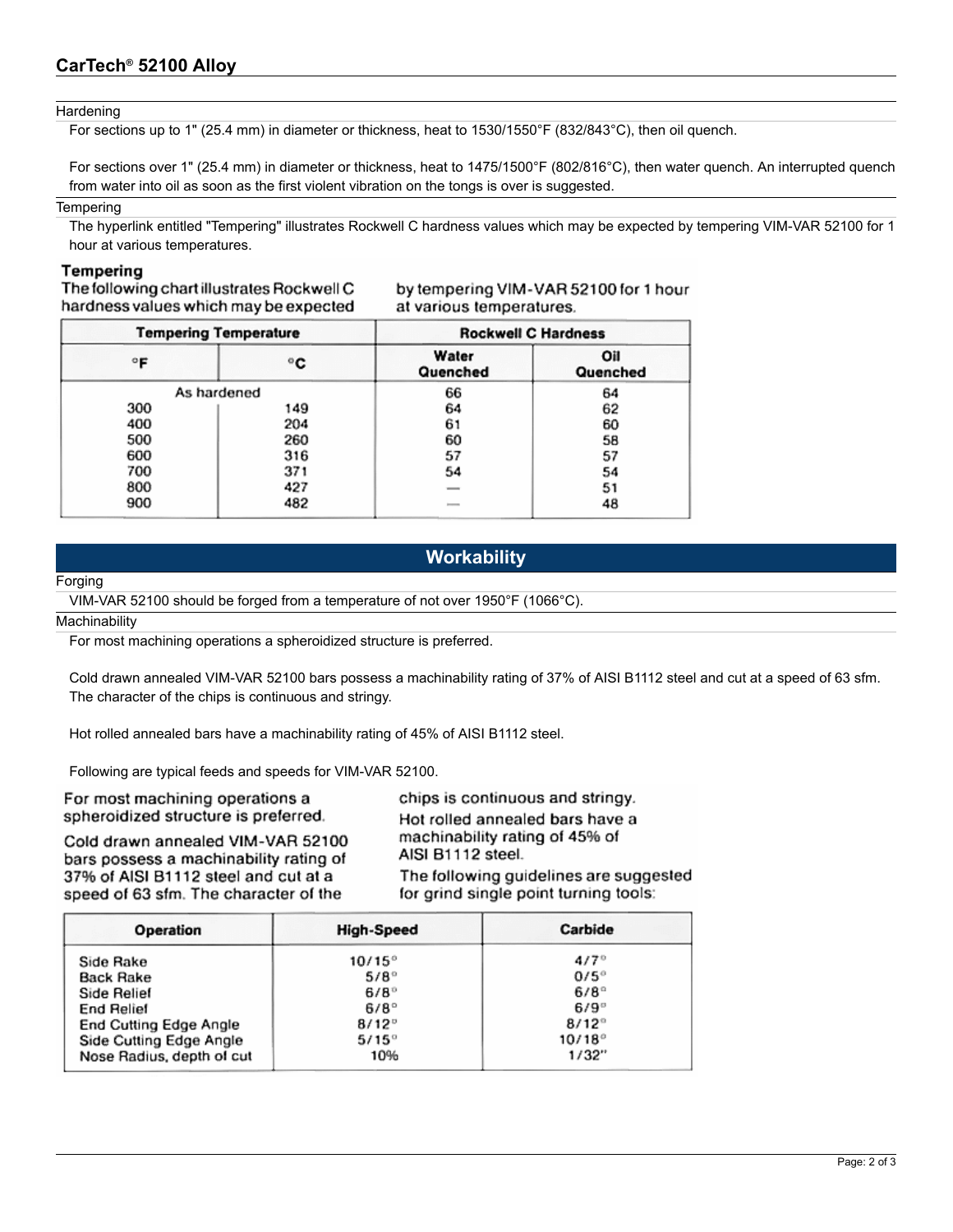Hardening

For sections up to 1" (25.4 mm) in diameter or thickness, heat to 1530/1550°F (832/843°C), then oil quench.

For sections over 1" (25.4 mm) in diameter or thickness, heat to 1475/1500°F (802/816°C), then water quench. An interrupted quench from water into oil as soon as the first violent vibration on the tongs is over is suggested.

Tempering

The hyperlink entitled "Tempering" illustrates Rockwell C hardness values which may be expected by tempering VIM-VAR 52100 for 1 hour at various temperatures.

**Tempering**

The following chart illustrates Rockwell C hardness values which may be expected by tempering VIM-VAR 52100 for 1 hour at various temperatures.

| Tempering Temperature | | Rockwell C Hardness | |
|---|---|---|---|
| °F | °C | Water Quenched | Oil Quenched |
| As hardened | | 66 | 64 |
| 300 | 149 | 64 | 62 |
| 400 | 204 | 61 | 60 |
| 500 | 260 | 60 | 58 |
| 600 | 316 | 57 | 57 |
| 700 | 371 | 54 | 54 |
| 800 | 427 | — | 51 |
| 900 | 482 | — | 48 |

## Workability

Forging

VIM-VAR 52100 should be forged from a temperature of not over 1950°F (1066°C).

Machinability

For most machining operations a spheroidized structure is preferred.

Cold drawn annealed VIM-VAR 52100 bars possess a machinability rating of 37% of AISI B1112 steel and cut at a speed of 63 sfm. The character of the chips is continuous and stringy.

Hot rolled annealed bars have a machinability rating of 45% of AISI B1112 steel.

Following are typical feeds and speeds for VIM-VAR 52100.

For most machining operations a spheroidized structure is preferred.

Cold drawn annealed VIM-VAR 52100 bars possess a machinability rating of 37% of AISI B1112 steel and cut at a speed of 63 sfm. The character of the chips is continuous and stringy.

Hot rolled annealed bars have a machinability rating of 45% of AISI B1112 steel.

The following guidelines are suggested for grind single point turning tools:

| Operation | High-Speed | Carbide |
|---|---|---|
| Side Rake | 10/15° | 4/7° |
| Back Rake | 5/8° | 0/5° |
| Side Relief | 6/8° | 6/8° |
| End Relief | 6/8° | 6/9° |
| End Cutting Edge Angle | 8/12° | 8/12° |
| Side Cutting Edge Angle | 5/15° | 10/18° |
| Nose Radius, depth of cut | 10% | 1/32" |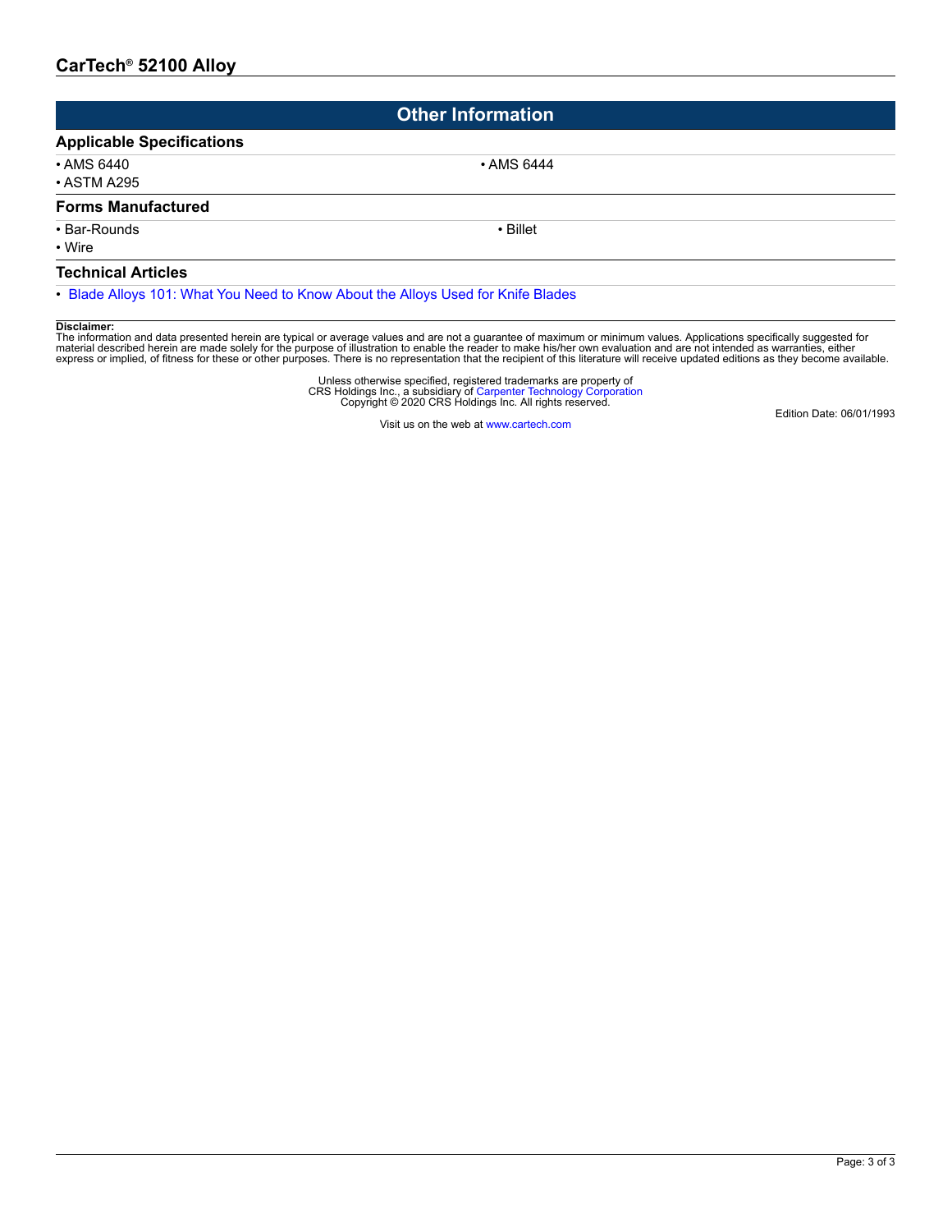## Other Information

### Applicable Specifications

- AMS 6440
- AMS 6444
- ASTM A295

### Forms Manufactured

- Bar-Rounds
- Billet
- Wire

### Technical Articles

- Blade Alloys 101: What You Need to Know About the Alloys Used for Knife Blades

**Disclaimer:**
The information and data presented herein are typical or average values and are not a guarantee of maximum or minimum values. Applications specifically suggested for material described herein are made solely for the purpose of illustration to enable the reader to make his/her own evaluation and are not intended as warranties, either express or implied, of fitness for these or other purposes. There is no representation that the recipient of this literature will receive updated editions as they become available.

Unless otherwise specified, registered trademarks are property of
CRS Holdings Inc., a subsidiary of Carpenter Technology Corporation
Copyright © 2020 CRS Holdings Inc. All rights reserved.

Edition Date: 06/01/1993

Visit us on the web at www.cartech.com